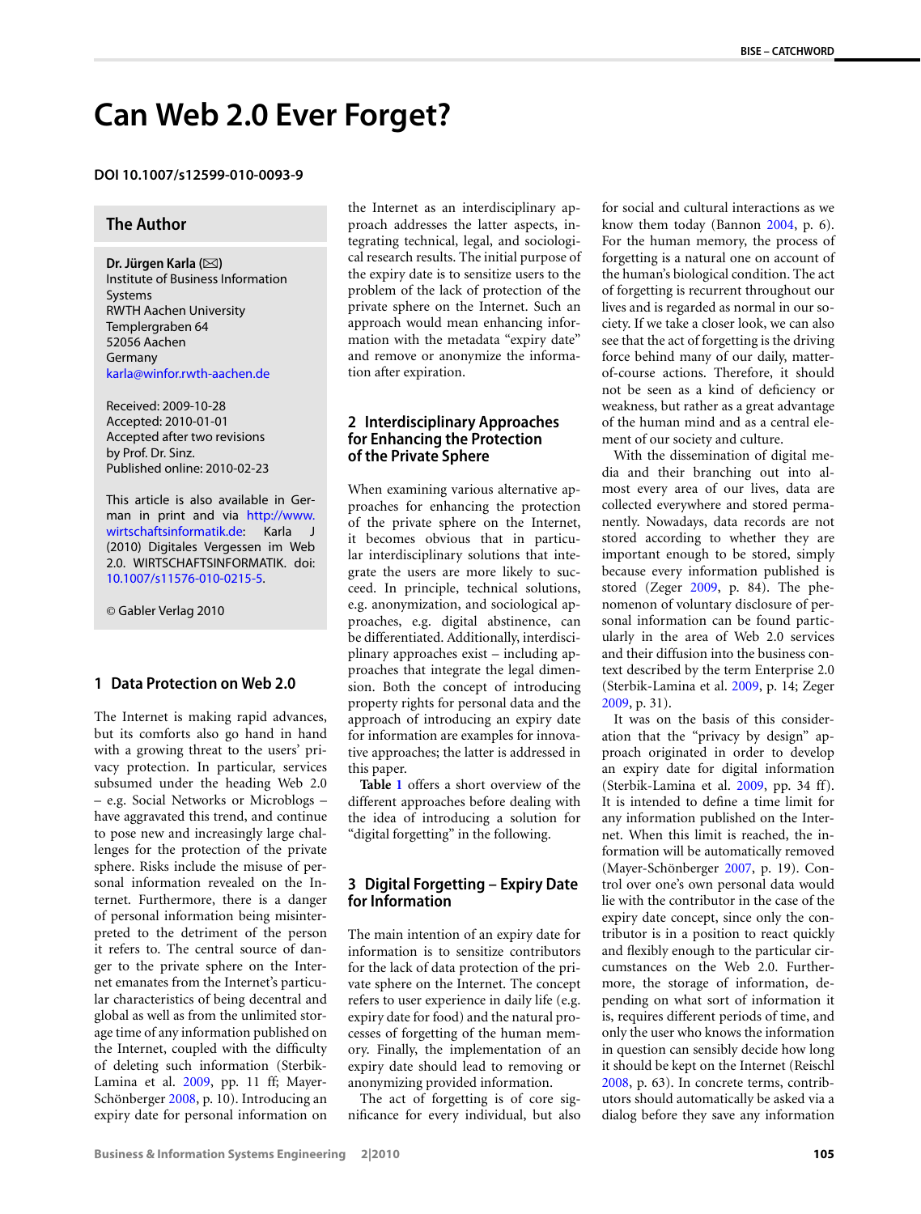# Can Web 2.0 Ever Forget?

**DOI 10.1007/s12599-010-0093-9**

## The Author

**Dr. Jürgen Karla** (✉)
Institute of Business Information Systems
RWTH Aachen University
Templergraben 64
52056 Aachen
Germany
karla@winfor.rwth-aachen.de

Received: 2009-10-28
Accepted: 2010-01-01
Accepted after two revisions by Prof. Dr. Sinz.
Published online: 2010-02-23

This article is also available in German in print and via http://www.wirtschaftsinformatik.de: Karla J (2010) Digitales Vergessen im Web 2.0. WIRTSCHAFTSINFORMATIK. doi: 10.1007/s11576-010-0215-5.

© Gabler Verlag 2010

## 1 Data Protection on Web 2.0

The Internet is making rapid advances, but its comforts also go hand in hand with a growing threat to the users' privacy protection. In particular, services subsumed under the heading Web 2.0 – e.g. Social Networks or Microblogs – have aggravated this trend, and continue to pose new and increasingly large challenges for the protection of the private sphere. Risks include the misuse of personal information revealed on the Internet. Furthermore, there is a danger of personal information being misinterpreted to the detriment of the person it refers to. The central source of danger to the private sphere on the Internet emanates from the Internet's particular characteristics of being decentral and global as well as from the unlimited storage time of any information published on the Internet, coupled with the difficulty of deleting such information (Sterbik-Lamina et al. 2009, pp. 11 ff; Mayer-Schönberger 2008, p. 10). Introducing an expiry date for personal information on the Internet as an interdisciplinary approach addresses the latter aspects, integrating technical, legal, and sociological research results. The initial purpose of the expiry date is to sensitize users to the problem of the lack of protection of the private sphere on the Internet. Such an approach would mean enhancing information with the metadata "expiry date" and remove or anonymize the information after expiration.

## 2 Interdisciplinary Approaches for Enhancing the Protection of the Private Sphere

When examining various alternative approaches for enhancing the protection of the private sphere on the Internet, it becomes obvious that in particular interdisciplinary solutions that integrate the users are more likely to succeed. In principle, technical solutions, e.g. anonymization, and sociological approaches, e.g. digital abstinence, can be differentiated. Additionally, interdisciplinary approaches exist – including approaches that integrate the legal dimension. Both the concept of introducing property rights for personal data and the approach of introducing an expiry date for information are examples for innovative approaches; the latter is addressed in this paper.

**Table 1** offers a short overview of the different approaches before dealing with the idea of introducing a solution for "digital forgetting" in the following.

## 3 Digital Forgetting – Expiry Date for Information

The main intention of an expiry date for information is to sensitize contributors for the lack of data protection of the private sphere on the Internet. The concept refers to user experience in daily life (e.g. expiry date for food) and the natural processes of forgetting of the human memory. Finally, the implementation of an expiry date should lead to removing or anonymizing provided information.

The act of forgetting is of core significance for every individual, but also for social and cultural interactions as we know them today (Bannon 2004, p. 6). For the human memory, the process of forgetting is a natural one on account of the human's biological condition. The act of forgetting is recurrent throughout our lives and is regarded as normal in our society. If we take a closer look, we can also see that the act of forgetting is the driving force behind many of our daily, matter-of-course actions. Therefore, it should not be seen as a kind of deficiency or weakness, but rather as a great advantage of the human mind and as a central element of our society and culture.

With the dissemination of digital media and their branching out into almost every area of our lives, data are collected everywhere and stored permanently. Nowadays, data records are not stored according to whether they are important enough to be stored, simply because every information published is stored (Zeger 2009, p. 84). The phenomenon of voluntary disclosure of personal information can be found particularly in the area of Web 2.0 services and their diffusion into the business context described by the term Enterprise 2.0 (Sterbik-Lamina et al. 2009, p. 14; Zeger 2009, p. 31).

It was on the basis of this consideration that the "privacy by design" approach originated in order to develop an expiry date for digital information (Sterbik-Lamina et al. 2009, pp. 34 ff). It is intended to define a time limit for any information published on the Internet. When this limit is reached, the information will be automatically removed (Mayer-Schönberger 2007, p. 19). Control over one's own personal data would lie with the contributor in the case of the expiry date concept, since only the contributor is in a position to react quickly and flexibly enough to the particular circumstances on the Web 2.0. Furthermore, the storage of information, depending on what sort of information it is, requires different periods of time, and only the user who knows the information in question can sensibly decide how long it should be kept on the Internet (Reischl 2008, p. 63). In concrete terms, contributors should automatically be asked via a dialog before they save any information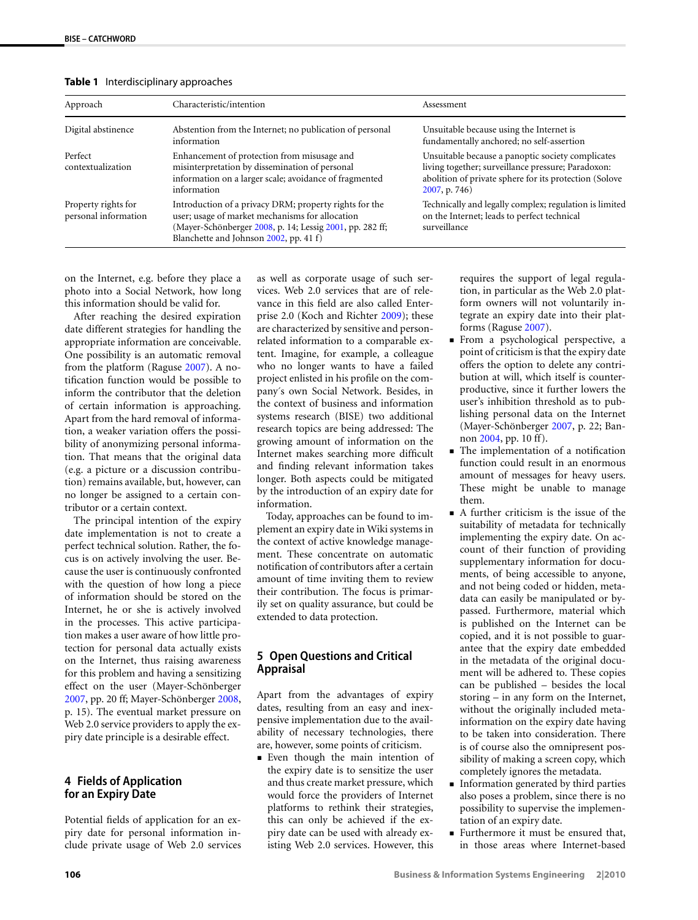**Table 1** Interdisciplinary approaches

| Approach | Characteristic/intention | Assessment |
|---|---|---|
| Digital abstinence | Abstention from the Internet; no publication of personal information | Unsuitable because using the Internet is fundamentally anchored; no self-assertion |
| Perfect contextualization | Enhancement of protection from misusage and misinterpretation by dissemination of personal information on a larger scale; avoidance of fragmented information | Unsuitable because a panoptic society complicates living together; surveillance pressure; Paradoxon: abolition of private sphere for its protection (Solove 2007, p. 746) |
| Property rights for personal information | Introduction of a privacy DRM; property rights for the user; usage of market mechanisms for allocation (Mayer-Schönberger 2008, p. 14; Lessig 2001, pp. 282 ff; Blanchette and Johnson 2002, pp. 41 f) | Technically and legally complex; regulation is limited on the Internet; leads to perfect technical surveillance |

on the Internet, e.g. before they place a photo into a Social Network, how long this information should be valid for.

After reaching the desired expiration date different strategies for handling the appropriate information are conceivable. One possibility is an automatic removal from the platform (Raguse 2007). A notification function would be possible to inform the contributor that the deletion of certain information is approaching. Apart from the hard removal of information, a weaker variation offers the possibility of anonymizing personal information. That means that the original data (e.g. a picture or a discussion contribution) remains available, but, however, can no longer be assigned to a certain contributor or a certain context.

The principal intention of the expiry date implementation is not to create a perfect technical solution. Rather, the focus is on actively involving the user. Because the user is continuously confronted with the question of how long a piece of information should be stored on the Internet, he or she is actively involved in the processes. This active participation makes a user aware of how little protection for personal data actually exists on the Internet, thus raising awareness for this problem and having a sensitizing effect on the user (Mayer-Schönberger 2007, pp. 20 ff; Mayer-Schönberger 2008, p. 15). The eventual market pressure on Web 2.0 service providers to apply the expiry date principle is a desirable effect.

## 4 Fields of Application for an Expiry Date

Potential fields of application for an expiry date for personal information include private usage of Web 2.0 services as well as corporate usage of such services. Web 2.0 services that are of relevance in this field are also called Enterprise 2.0 (Koch and Richter 2009); these are characterized by sensitive and person-related information to a comparable extent. Imagine, for example, a colleague who no longer wants to have a failed project enlisted in his profile on the company´s own Social Network. Besides, in the context of business and information systems research (BISE) two additional research topics are being addressed: The growing amount of information on the Internet makes searching more difficult and finding relevant information takes longer. Both aspects could be mitigated by the introduction of an expiry date for information.

Today, approaches can be found to implement an expiry date in Wiki systems in the context of active knowledge management. These concentrate on automatic notification of contributors after a certain amount of time inviting them to review their contribution. The focus is primarily set on quality assurance, but could be extended to data protection.

## 5 Open Questions and Critical Appraisal

Apart from the advantages of expiry dates, resulting from an easy and inexpensive implementation due to the availability of necessary technologies, there are, however, some points of criticism.

- Even though the main intention of the expiry date is to sensitize the user and thus create market pressure, which would force the providers of Internet platforms to rethink their strategies, this can only be achieved if the expiry date can be used with already existing Web 2.0 services. However, this requires the support of legal regulation, in particular as the Web 2.0 platform owners will not voluntarily integrate an expiry date into their platforms (Raguse 2007).
- From a psychological perspective, a point of criticism is that the expiry date offers the option to delete any contribution at will, which itself is counterproductive, since it further lowers the user's inhibition threshold as to publishing personal data on the Internet (Mayer-Schönberger 2007, p. 22; Bannon 2004, pp. 10 ff).
- The implementation of a notification function could result in an enormous amount of messages for heavy users. These might be unable to manage them.
- A further criticism is the issue of the suitability of metadata for technically implementing the expiry date. On account of their function of providing supplementary information for documents, of being accessible to anyone, and not being coded or hidden, metadata can easily be manipulated or bypassed. Furthermore, material which is published on the Internet can be copied, and it is not possible to guarantee that the expiry date embedded in the metadata of the original document will be adhered to. These copies can be published – besides the local storing – in any form on the Internet, without the originally included metainformation on the expiry date having to be taken into consideration. There is of course also the omnipresent possibility of making a screen copy, which completely ignores the metadata.
- Information generated by third parties also poses a problem, since there is no possibility to supervise the implementation of an expiry date.
- Furthermore it must be ensured that, in those areas where Internet-based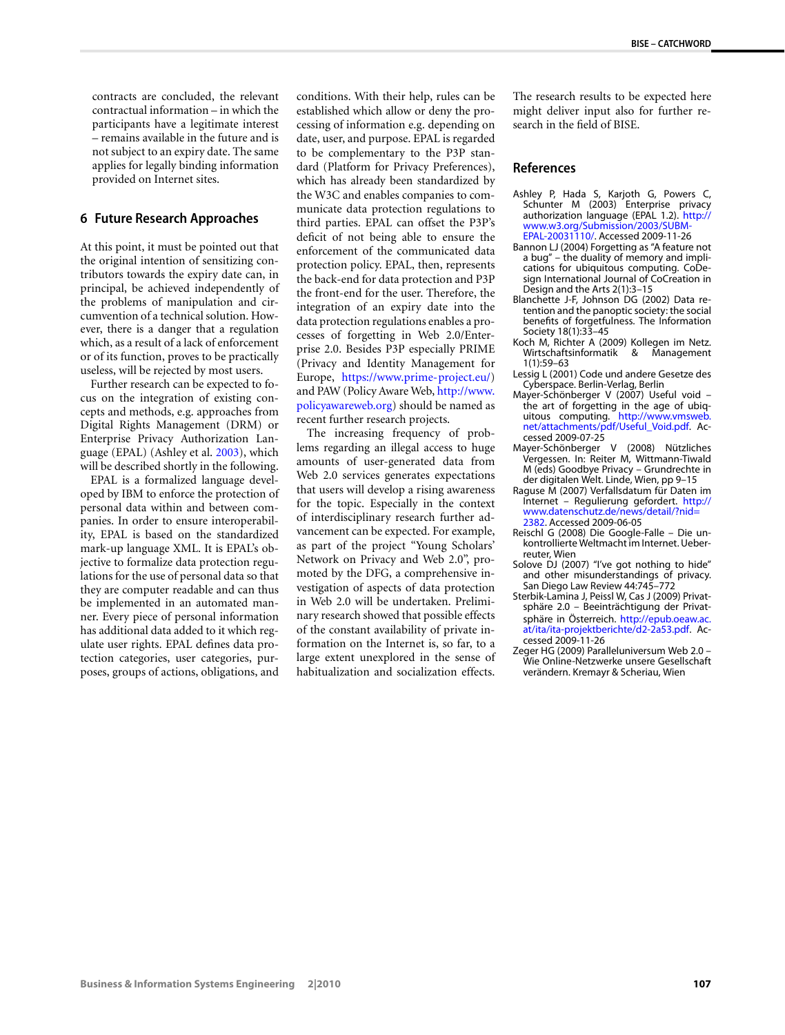contracts are concluded, the relevant contractual information – in which the participants have a legitimate interest – remains available in the future and is not subject to an expiry date. The same applies for legally binding information provided on Internet sites.

## 6 Future Research Approaches

At this point, it must be pointed out that the original intention of sensitizing contributors towards the expiry date can, in principal, be achieved independently of the problems of manipulation and circumvention of a technical solution. However, there is a danger that a regulation which, as a result of a lack of enforcement or of its function, proves to be practically useless, will be rejected by most users.

Further research can be expected to focus on the integration of existing concepts and methods, e.g. approaches from Digital Rights Management (DRM) or Enterprise Privacy Authorization Language (EPAL) (Ashley et al. 2003), which will be described shortly in the following.

EPAL is a formalized language developed by IBM to enforce the protection of personal data within and between companies. In order to ensure interoperability, EPAL is based on the standardized mark-up language XML. It is EPAL's objective to formalize data protection regulations for the use of personal data so that they are computer readable and can thus be implemented in an automated manner. Every piece of personal information has additional data added to it which regulate user rights. EPAL defines data protection categories, user categories, purposes, groups of actions, obligations, and conditions. With their help, rules can be established which allow or deny the processing of information e.g. depending on date, user, and purpose. EPAL is regarded to be complementary to the P3P standard (Platform for Privacy Preferences), which has already been standardized by the W3C and enables companies to communicate data protection regulations to third parties. EPAL can offset the P3P's deficit of not being able to ensure the enforcement of the communicated data protection policy. EPAL, then, represents the back-end for data protection and P3P the front-end for the user. Therefore, the integration of an expiry date into the data protection regulations enables a processes of forgetting in Web 2.0/Enterprise 2.0. Besides P3P especially PRIME (Privacy and Identity Management for Europe, https://www.prime-project.eu/) and PAW (Policy Aware Web, http://www.policyawareweb.org) should be named as recent further research projects.

The increasing frequency of problems regarding an illegal access to huge amounts of user-generated data from Web 2.0 services generates expectations that users will develop a rising awareness for the topic. Especially in the context of interdisciplinary research further advancement can be expected. For example, as part of the project "Young Scholars' Network on Privacy and Web 2.0", promoted by the DFG, a comprehensive investigation of aspects of data protection in Web 2.0 will be undertaken. Preliminary research showed that possible effects of the constant availability of private information on the Internet is, so far, to a large extent unexplored in the sense of habitualization and socialization effects. The research results to be expected here might deliver input also for further research in the field of BISE.

## References

Ashley P, Hada S, Karjoth G, Powers C, Schunter M (2003) Enterprise privacy authorization language (EPAL 1.2). http://www.w3.org/Submission/2003/SUBM-EPAL-20031110/. Accessed 2009-11-26

Bannon LJ (2004) Forgetting as "A feature not a bug" – the duality of memory and implications for ubiquitous computing. CoDesign International Journal of CoCreation in Design and the Arts 2(1):3–15

Blanchette J-F, Johnson DG (2002) Data retention and the panoptic society: the social benefits of forgetfulness. The Information Society 18(1):33–45

Koch M, Richter A (2009) Kollegen im Netz. Wirtschaftsinformatik & Management 1(1):59–63

Lessig L (2001) Code und andere Gesetze des Cyberspace. Berlin-Verlag, Berlin

Mayer-Schönberger V (2007) Useful void – the art of forgetting in the age of ubiquitous computing. http://www.vmsweb.net/attachments/pdf/Useful_Void.pdf. Accessed 2009-07-25

Mayer-Schönberger V (2008) Nützliches Vergessen. In: Reiter M, Wittmann-Tiwald M (eds) Goodbye Privacy – Grundrechte in der digitalen Welt. Linde, Wien, pp 9–15

Raguse M (2007) Verfallsdatum für Daten im Internet – Regulierung gefordert. http://www.datenschutz.de/news/detail/?nid=2382. Accessed 2009-06-05

Reischl G (2008) Die Google-Falle – Die unkontrollierte Weltmacht im Internet. Ueberreuter, Wien

Solove DJ (2007) "I've got nothing to hide" and other misunderstandings of privacy. San Diego Law Review 44:745–772

Sterbik-Lamina J, Peissl W, Cas J (2009) Privatsphäre 2.0 – Beeinträchtigung der Privatsphäre in Österreich. http://epub.oeaw.ac.at/ita/ita-projektberichte/d2-2a53.pdf. Accessed 2009-11-26

Zeger HG (2009) Paralleluniversum Web 2.0 – Wie Online-Netzwerke unsere Gesellschaft verändern. Kremayr & Scheriau, Wien